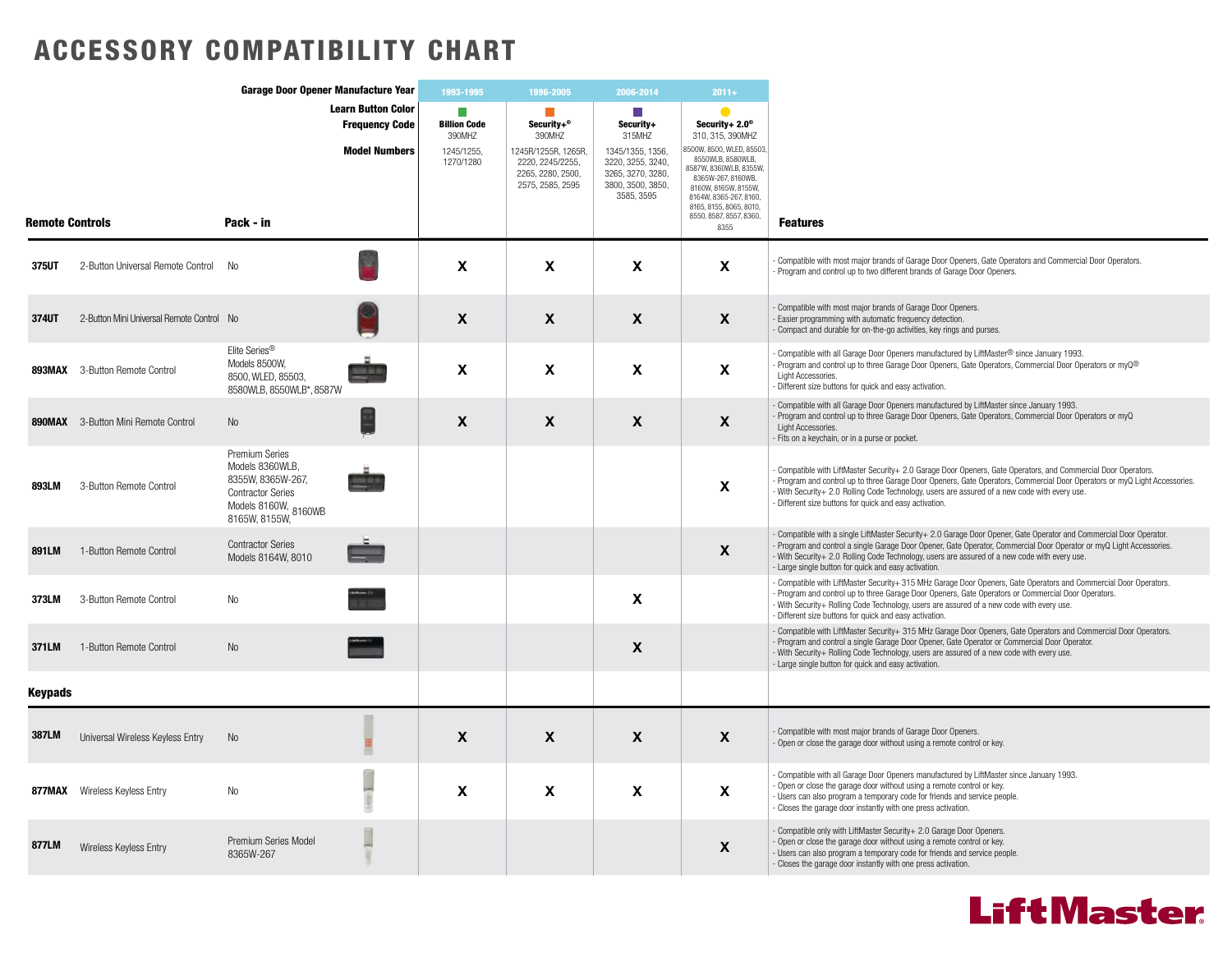# ACCESSORY COMPATIBILITY CHART

| | | | Garage Door Opener Manufacture Year | 1993-1995 | 1996-2005 | 2006-2014 | 2011+ | |
|---|---|---|---|---|---|---|---|---|
| | | | **Learn Button Color / Frequency Code** | Green – **Billion Code** 390MHZ | Orange – **Security+®** 390MHZ | Purple – **Security+** 315MHZ | Yellow – **Security+ 2.0®** 310, 315, 390MHZ | |
| | | | **Model Numbers** | 1245/1255, 1270/1280 | 1245R/1255R, 1265R, 2220, 2245/2255, 2265, 2280, 2500, 2575, 2585, 2595 | 1345/1355, 1356, 3220, 3255, 3240, 3265, 3270, 3280, 3800, 3500, 3850, 3585, 3595 | 8500W, 8500, WLED, 85503, 8550WLB, 8580WLB, 8587W, 8360WLB, 8355W, 8365W-267, 8160WB, 8160W, 8165W, 8155W, 8164W, 8365-267, 8160, 8165, 8155, 8065, 8010, 8550, 8587, 8557, 8360, 8355 | |
| **Remote Controls** | | **Pack - in** | | | | | | **Features** |
| **375UT** | 2-Button Universal Remote Control | No | | X | X | X | X | - Compatible with most major brands of Garage Door Openers, Gate Operators and Commercial Door Operators.<br>- Program and control up to two different brands of Garage Door Openers. |
| **374UT** | 2-Button Mini Universal Remote Control | No | | X | X | X | X | - Compatible with most major brands of Garage Door Openers.<br>- Easier programming with automatic frequency detection.<br>- Compact and durable for on-the-go activities, key rings and purses. |
| **893MAX** | 3-Button Remote Control | Elite Series® Models 8500W, 8500, WLED, 85503, 8580WLB, 8550WLB*, 8587W | | X | X | X | X | - Compatible with all Garage Door Openers manufactured by LiftMaster® since January 1993.<br>- Program and control up to three Garage Door Openers, Gate Operators, Commercial Door Operators or myQ® Light Accessories.<br>- Different size buttons for quick and easy activation. |
| **890MAX** | 3-Button Mini Remote Control | No | | X | X | X | X | - Compatible with all Garage Door Openers manufactured by LiftMaster since January 1993.<br>- Program and control up to three Garage Door Openers, Gate Operators, Commercial Door Operators or myQ Light Accessories.<br>- Fits on a keychain, or in a purse or pocket. |
| **893LM** | 3-Button Remote Control | Premium Series Models 8360WLB, 8355W, 8365W-267, Contractor Series Models 8160W, 8160WB 8165W, 8155W, | | | | | X | - Compatible with LiftMaster Security+ 2.0 Garage Door Openers, Gate Operators, and Commercial Door Operators.<br>- Program and control up to three Garage Door Openers, Gate Operators, Commercial Door Operators or myQ Light Accessories.<br>- With Security+ 2.0 Rolling Code Technology, users are assured of a new code with every use.<br>- Different size buttons for quick and easy activation. |
| **891LM** | 1-Button Remote Control | Contractor Series Models 8164W, 8010 | | | | | X | - Compatible with a single LiftMaster Security+ 2.0 Garage Door Opener, Gate Operator and Commercial Door Operator.<br>- Program and control a single Garage Door Opener, Gate Operator, Commercial Door Operator or myQ Light Accessories.<br>- With Security+ 2.0 Rolling Code Technology, users are assured of a new code with every use.<br>- Large single button for quick and easy activation. |
| **373LM** | 3-Button Remote Control | No | | | | X | | - Compatible with LiftMaster Security+ 315 MHz Garage Door Openers, Gate Operators and Commercial Door Operators.<br>- Program and control up to three Garage Door Openers, Gate Operators or Commercial Door Operators.<br>- With Security+ Rolling Code Technology, users are assured of a new code with every use.<br>- Different size buttons for quick and easy activation. |
| **371LM** | 1-Button Remote Control | No | | | | X | | - Compatible with LiftMaster Security+ 315 MHz Garage Door Openers, Gate Operators and Commercial Door Operators.<br>- Program and control a single Garage Door Opener, Gate Operator or Commercial Door Operator.<br>- With Security+ Rolling Code Technology, users are assured of a new code with every use.<br>- Large single button for quick and easy activation. |
| **Keypads** | | | | | | | | |
| **387LM** | Universal Wireless Keyless Entry | No | | X | X | X | X | - Compatible with most major brands of Garage Door Openers.<br>- Open or close the garage door without using a remote control or key. |
| **877MAX** | Wireless Keyless Entry | No | | X | X | X | X | - Compatible with all Garage Door Openers manufactured by LiftMaster since January 1993.<br>- Open or close the garage door without using a remote control or key.<br>- Users can also program a temporary code for friends and service people.<br>- Closes the garage door instantly with one press activation. |
| **877LM** | Wireless Keyless Entry | Premium Series Model 8365W-267 | | | | | X | - Compatible only with LiftMaster Security+ 2.0 Garage Door Openers.<br>- Open or close the garage door without using a remote control or key.<br>- Users can also program a temporary code for friends and service people.<br>- Closes the garage door instantly with one press activation. |

LiftMaster®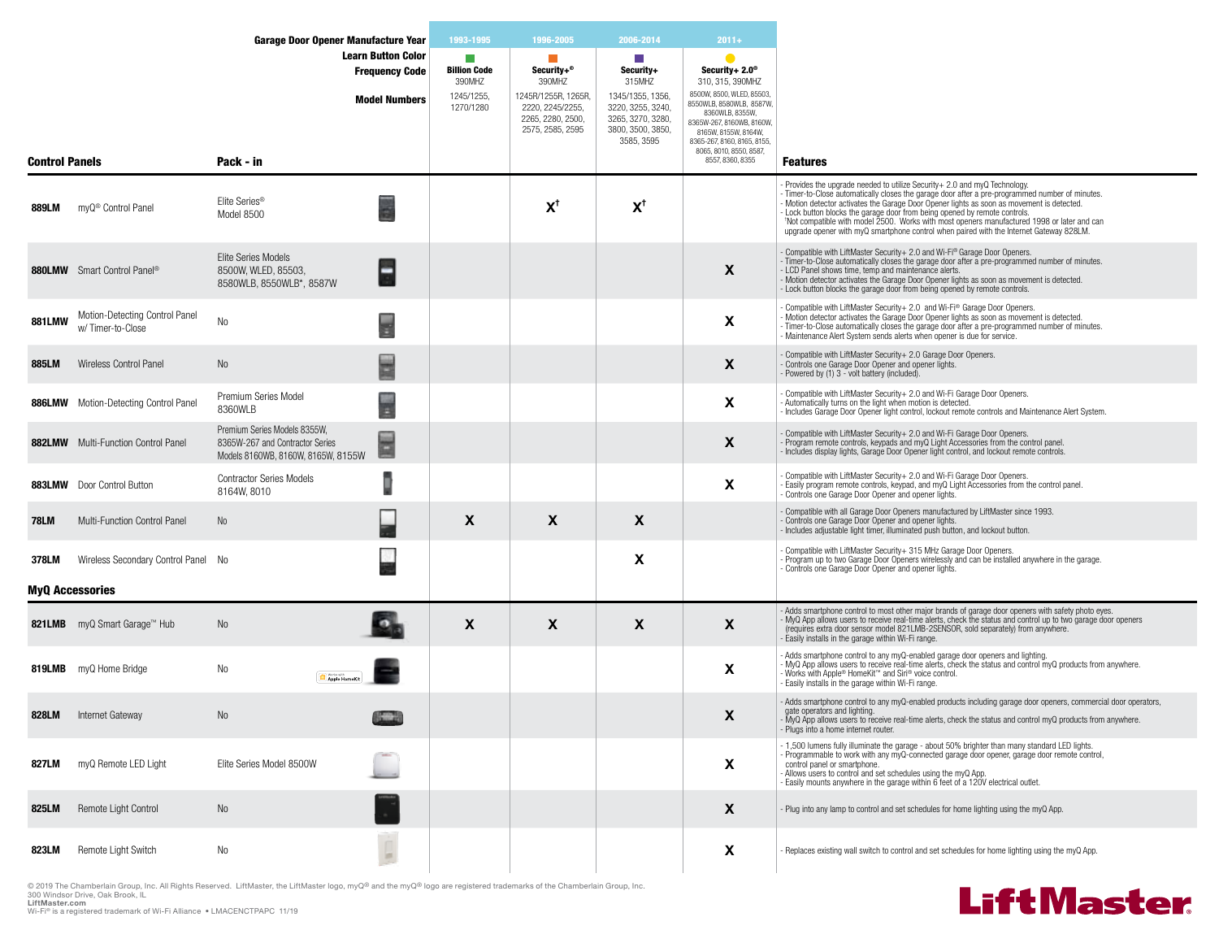| Garage Door Opener Manufacture Year | | | 1993-1995 | 1996-2005 | 2006-2014 | 2011+ | |
|---|---|---|---|---|---|---|---|
| Learn Button Color | | | Green | Orange | Purple | Yellow | |
| Frequency Code | | | Billion Code 390MHZ | Security+® 390MHZ | Security+ 315MHZ | Security+ 2.0® 310, 315, 390MHZ | |
| Model Numbers | | | 1245/1255, 1270/1280 | 1245R/1255R, 1265R, 2220, 2245/2255, 2265, 2280, 2500, 2575, 2585, 2595 | 1345/1355, 1356, 3220, 3255, 3240, 3265, 3270, 3280, 3800, 3500, 3850, 3585, 3595 | 8500W, 8500, WLED, 85503, 8550WLB, 8580WLB, 8587W, 8360WLB, 8355W, 8365W-267, 8160WB, 8160W, 8165W, 8155W, 8164W, 8365-267, 8160, 8165, 8155, 8065, 8010, 8550, 8587, 8557, 8360, 8355 | |
| **Control Panels** | | **Pack - in** | | | | | **Features** |
| **889LM** | myQ® Control Panel | Elite Series® Model 8500 | | X† | X† | | - Provides the upgrade needed to utilize Security+ 2.0 and myQ Technology.<br>- Timer-to-Close automatically closes the garage door after a pre-programmed number of minutes.<br>- Motion detector activates the Garage Door Opener lights as soon as movement is detected.<br>- Lock button blocks the garage door from being opened by remote controls.<br>†Not compatible with model 2500. Works with most openers manufactured 1998 or later and can upgrade opener with myQ smartphone control when paired with the Internet Gateway 828LM. |
| **880LMW** | Smart Control Panel® | Elite Series Models 8500W, WLED, 85503, 8580WLB, 8550WLB*, 8587W | | | | X | - Compatible with LiftMaster Security+ 2.0 and Wi-Fi® Garage Door Openers.<br>- Timer-to-Close automatically closes the garage door after a pre-programmed number of minutes.<br>- LCD Panel shows time, temp and maintenance alerts.<br>- Motion detector activates the Garage Door Opener lights as soon as movement is detected.<br>- Lock button blocks the garage door from being opened by remote controls. |
| **881LMW** | Motion-Detecting Control Panel w/ Timer-to-Close | No | | | | X | - Compatible with LiftMaster Security+ 2.0 and Wi-Fi® Garage Door Openers.<br>- Motion detector activates the Garage Door Opener lights as soon as movement is detected.<br>- Timer-to-Close automatically closes the garage door after a pre-programmed number of minutes.<br>- Maintenance Alert System sends alerts when opener is due for service. |
| **885LM** | Wireless Control Panel | No | | | | X | - Compatible with LiftMaster Security+ 2.0 Garage Door Openers.<br>- Controls one Garage Door Opener and opener lights.<br>- Powered by (1) 3 - volt battery (included). |
| **886LMW** | Motion-Detecting Control Panel | Premium Series Model 8360WLB | | | | X | - Compatible with LiftMaster Security+ 2.0 and Wi-Fi Garage Door Openers.<br>- Automatically turns on the light when motion is detected.<br>- Includes Garage Door Opener light control, lockout remote controls and Maintenance Alert System. |
| **882LMW** | Multi-Function Control Panel | Premium Series Models 8355W, 8365W-267 and Contractor Series Models 8160WB, 8160W, 8165W, 8155W | | | | X | - Compatible with LiftMaster Security+ 2.0 and Wi-Fi Garage Door Openers.<br>- Program remote controls, keypads and myQ Light Accessories from the control panel.<br>- Includes display lights, Garage Door Opener light control, and lockout remote controls. |
| **883LMW** | Door Control Button | Contractor Series Models 8164W, 8010 | | | | X | - Compatible with LiftMaster Security+ 2.0 and Wi-Fi Garage Door Openers.<br>- Easily program remote controls, keypad, and myQ Light Accessories from the control panel.<br>- Controls one Garage Door Opener and opener lights. |
| **78LM** | Multi-Function Control Panel | No | X | X | X | | - Compatible with all Garage Door Openers manufactured by LiftMaster since 1993.<br>- Controls one Garage Door Opener and opener lights.<br>- Includes adjustable light timer, illuminated push button, and lockout button. |
| **378LM** | Wireless Secondary Control Panel | No | | | X | | - Compatible with LiftMaster Security+ 315 MHz Garage Door Openers.<br>- Program up to two Garage Door Openers wirelessly and can be installed anywhere in the garage.<br>- Controls one Garage Door Opener and opener lights. |
| **MyQ Accessories** | | | | | | | |
| **821LMB** | myQ Smart Garage™ Hub | No | X | X | X | X | - Adds smartphone control to most other major brands of garage door openers with safety photo eyes.<br>- MyQ App allows users to receive real-time alerts, check the status and control up to two garage door openers (requires extra door sensor model 821LMB-2SENSOR, sold separately) from anywhere.<br>- Easily installs in the garage within Wi-Fi range. |
| **819LMB** | myQ Home Bridge | No | | | | X | - Adds smartphone control to any myQ-enabled garage door openers and lighting.<br>- MyQ App allows users to receive real-time alerts, check the status and control myQ products from anywhere.<br>- Works with Apple® HomeKit™ and Siri® voice control.<br>- Easily installs in the garage within Wi-Fi range. |
| **828LM** | Internet Gateway | No | | | | X | - Adds smartphone control to any myQ-enabled products including garage door openers, commercial door operators, gate operators and lighting.<br>- MyQ App allows users to receive real-time alerts, check the status and control myQ products from anywhere.<br>- Plugs into a home internet router. |
| **827LM** | myQ Remote LED Light | Elite Series Model 8500W | | | | X | - 1,500 lumens fully illuminate the garage - about 50% brighter than many standard LED lights.<br>- Programmable to work with any myQ-connected garage door opener, garage door remote control, control panel or smartphone.<br>- Allows users to control and set schedules using the myQ App.<br>- Easily mounts anywhere in the garage within 6 feet of a 120V electrical outlet. |
| **825LM** | Remote Light Control | No | | | | X | - Plug into any lamp to control and set schedules for home lighting using the myQ App. |
| **823LM** | Remote Light Switch | No | | | | X | - Replaces existing wall switch to control and set schedules for home lighting using the myQ App. |

© 2019 The Chamberlain Group, Inc. All Rights Reserved. LiftMaster, the LiftMaster logo, myQ® and the myQ® logo are registered trademarks of the Chamberlain Group, Inc.
300 Windsor Drive, Oak Brook, IL
**LiftMaster.com**
Wi-Fi® is a registered trademark of Wi-Fi Alliance • LMACENCTPAPC 11/19

**LiftMaster**